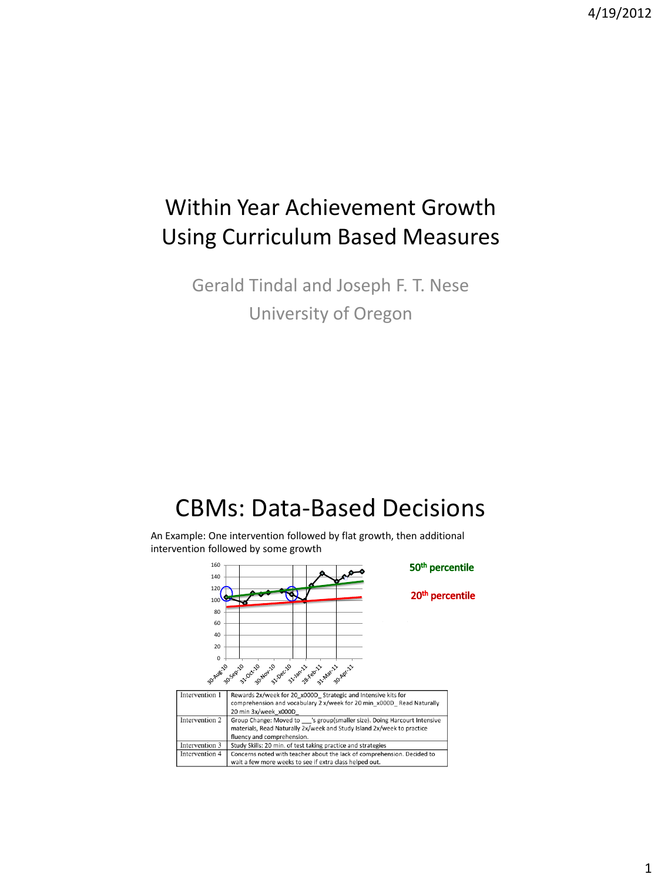# Within Year Achievement Growth Using Curriculum Based Measures

Gerald Tindal and Joseph F. T. Nese

University of Oregon

## CBMs: Data-Based Decisions

An Example: One intervention followed by flat growth, then additional intervention followed by some growth

**50th percentile**

**20th percentile**

| Intervention 1 | Rewards 2x/week for 20_x000D_ Strategic and Intensive kits for comprehension and vocabulary 2 x/week for 20 min_x000D_ Read Naturally 20 min 3x/week_x000D_ |
|---|---|
| Intervention 2 | Group Change: Moved to ___'s group(smaller size). Doing Harcourt Intensive materials, Read Naturally 2x/week and Study Island 2x/week to practice fluency and comprehension. |
| Intervention 3 | Study Skills: 20 min. of test taking practice and strategies |
| Intervention 4 | Concerns noted with teacher about the lack of comprehension. Decided to wait a few more weeks to see if extra class helped out. |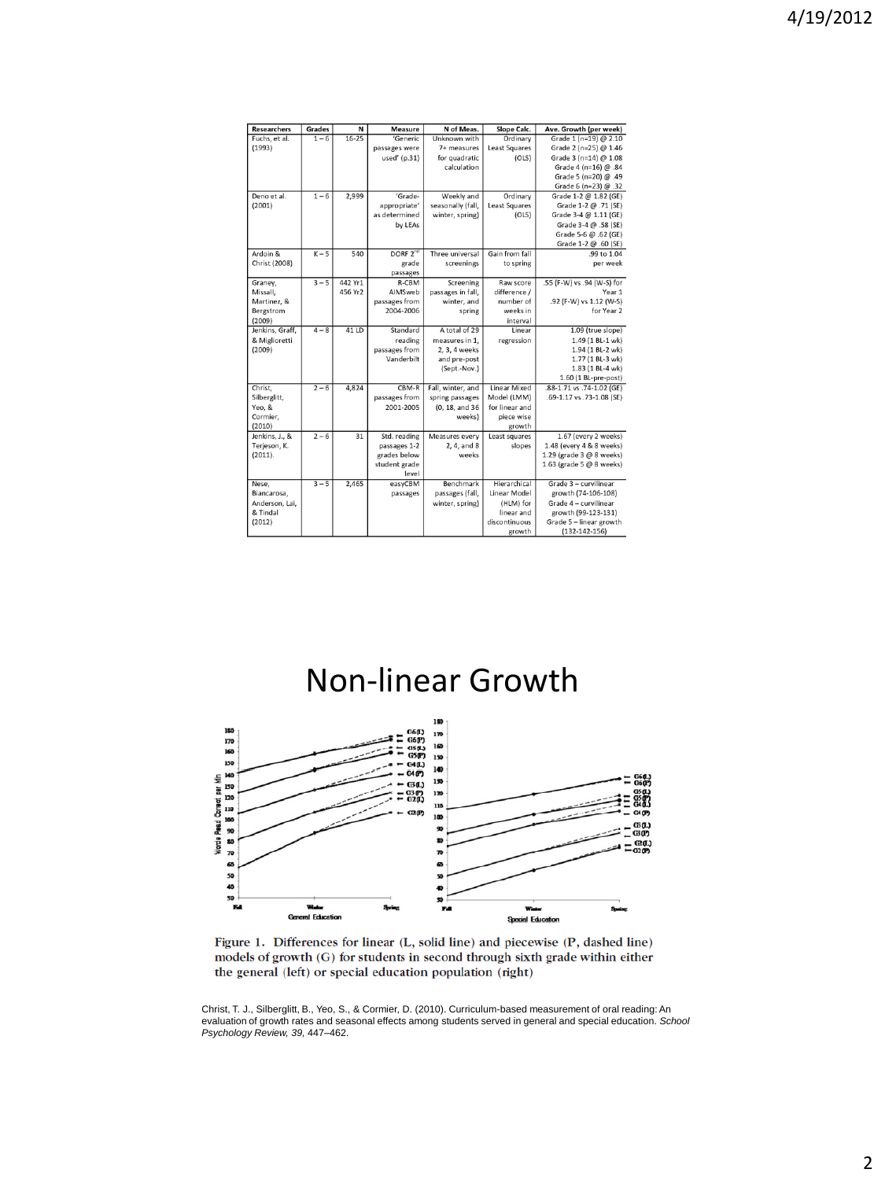| Researchers | Grades | N | Measure | N of Meas. | Slope Calc. | Ave. Growth (per week) |
|---|---|---|---|---|---|---|
| Fuchs, et al. (1993) | 1 – 6 | 16-25 | 'Generic passages were used' (p.31) | Unknown with 7+ measures for quadratic calculation | Ordinary Least Squares (OLS) | Grade 1 (n=19) @ 2.10<br>Grade 2 (n=25) @ 1.46<br>Grade 3 (n=14) @ 1.08<br>Grade 4 (n=16) @ .84<br>Grade 5 (n=20) @ .49<br>Grade 6 (n=23) @ .32 |
| Deno et al. (2001) | 1 – 6 | 2,999 | 'Grade-appropriate' as determined by LEAs | Weekly and seasonally (fall, winter, spring) | Ordinary Least Squares (OLS) | Grade 1-2 @ 1.82 (GE)<br>Grade 1-2 @ .71 (SE)<br>Grade 3-4 @ 1.11 (GE)<br>Grade 3-4 @ .58 (SE)<br>Grade 5-6 @ .62 (GE)<br>Grade 1-2 @ .60 (SE) |
| Ardoin & Christ (2008) | K – 5 | 540 | DORF 2nd grade passages | Three universal screenings | Gain from fall to spring | .99 to 1.04 per week |
| Graney, Missall, Martinez, & Bergstrom (2009) | 3 – 5 | 442 Yr1<br>456 Yr2 | R-CBM AIMSweb passages from 2004-2006 | Screening passages in fall, winter, and spring | Raw score difference / number of weeks in interval | .55 (F-W) vs .94 (W-S) for Year 1<br>.92 (F-W) vs 1.12 (W-S) for Year 2 |
| Jenkins, Graff, & Miglioretti (2009) | 4 – 8 | 41 LD | Standard reading passages from Vanderbilt | A total of 29 measures in 1, 2, 3, 4 weeks and pre-post (Sept.-Nov.) | Linear regression | 1.09 (true slope)<br>1.49 (1 BL-1 wk)<br>1.94 (1 BL-2 wk)<br>1.77 (1 BL-3 wk)<br>1.83 (1 BL-4 wk)<br>1.60 (1 BL-pre-post) |
| Christ, Silberglitt, Yeo, & Cormier, (2010) | 2 – 6 | 4,824 | CBM-R passages from 2001-2005 | Fall, winter, and spring passages (0, 18, and 36 weeks) | Linear Mixed Model (LMM) for linear and piece wise growth | .88-1.71 vs .74-1.02 (GE)<br>.69-1.17 vs .73-1.08 (SE) |
| Jenkins, J., & Terjeson, K. (2011). | 2 – 6 | 31 | Std. reading passages 1-2 grades below student grade level | Measures every 2, 4, and 8 weeks | Least squares slopes | 1.67 (every 2 weeks)<br>1.48 (every 4 & 8 weeks)<br>1.29 (grade 3 @ 8 weeks)<br>1.63 (grade 5 @ 8 weeks) |
| Nese, Biancarosa, Anderson, Lai, & Tindal (2012) | 3 – 5 | 2,465 | easyCBM passages | Benchmark passages (fall, winter, spring) | Hierarchical Linear Model (HLM) for linear and discontinuous growth | Grade 3 – curvilinear growth (74-106-108)<br>Grade 4 – curvilinear growth (99-123-131)<br>Grade 5 – linear growth (132-142-156) |

# Non-linear Growth

Figure 1. Differences for linear (L, solid line) and piecewise (P, dashed line) models of growth (G) for students in second through sixth grade within either the general (left) or special education population (right)

Christ, T. J., Silberglitt, B., Yeo, S., & Cormier, D. (2010). Curriculum-based measurement of oral reading: An evaluation of growth rates and seasonal effects among students served in general and special education. *School Psychology Review, 39*, 447–462.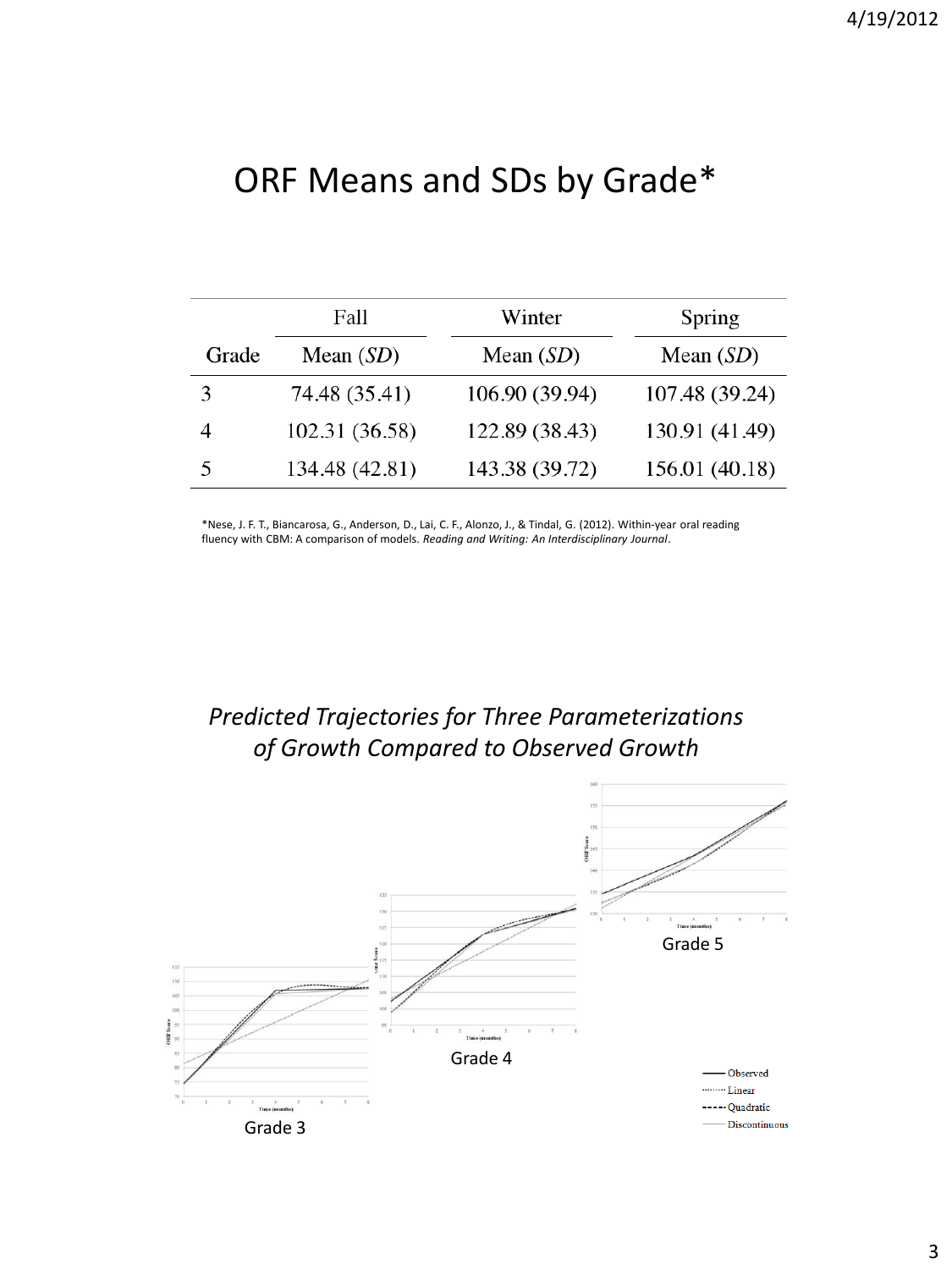# ORF Means and SDs by Grade*

| | Fall | Winter | Spring |
|---|---|---|---|
| Grade | Mean (*SD*) | Mean (*SD*) | Mean (*SD*) |
| 3 | 74.48 (35.41) | 106.90 (39.94) | 107.48 (39.24) |
| 4 | 102.31 (36.58) | 122.89 (38.43) | 130.91 (41.49) |
| 5 | 134.48 (42.81) | 143.38 (39.72) | 156.01 (40.18) |

*Nese, J. F. T., Biancarosa, G., Anderson, D., Lai, C. F., Alonzo, J., & Tindal, G. (2012). Within-year oral reading fluency with CBM: A comparison of models. *Reading and Writing: An Interdisciplinary Journal*.

*Predicted Trajectories for Three Parameterizations of Growth Compared to Observed Growth*

Grade 3

Grade 4

Grade 5

Observed
Linear
Quadratic
Discontinuous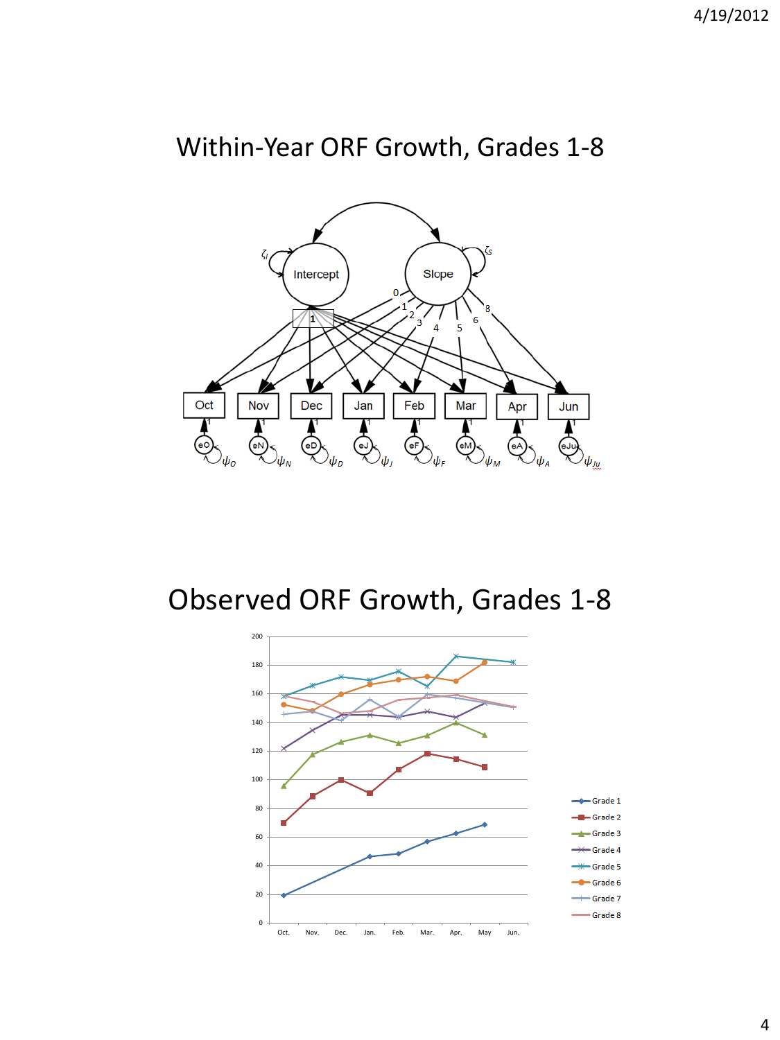# Within-Year ORF Growth, Grades 1-8

# Observed ORF Growth, Grades 1-8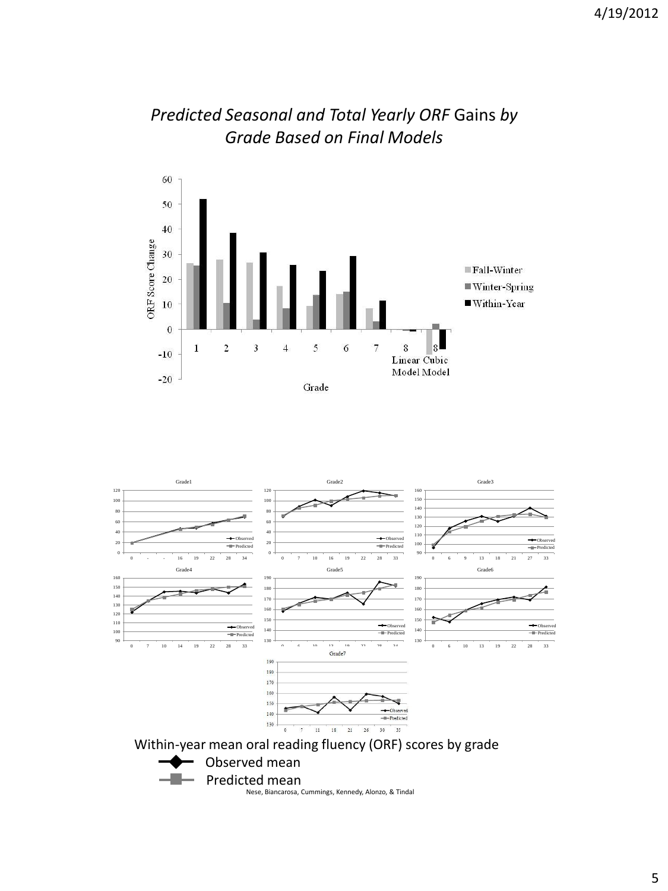## *Predicted Seasonal and Total Yearly ORF* Gains *by Grade Based on Final Models*

Within-year mean oral reading fluency (ORF) scores by grade

Observed mean

Predicted mean

Nese, Biancarosa, Cummings, Kennedy, Alonzo, & Tindal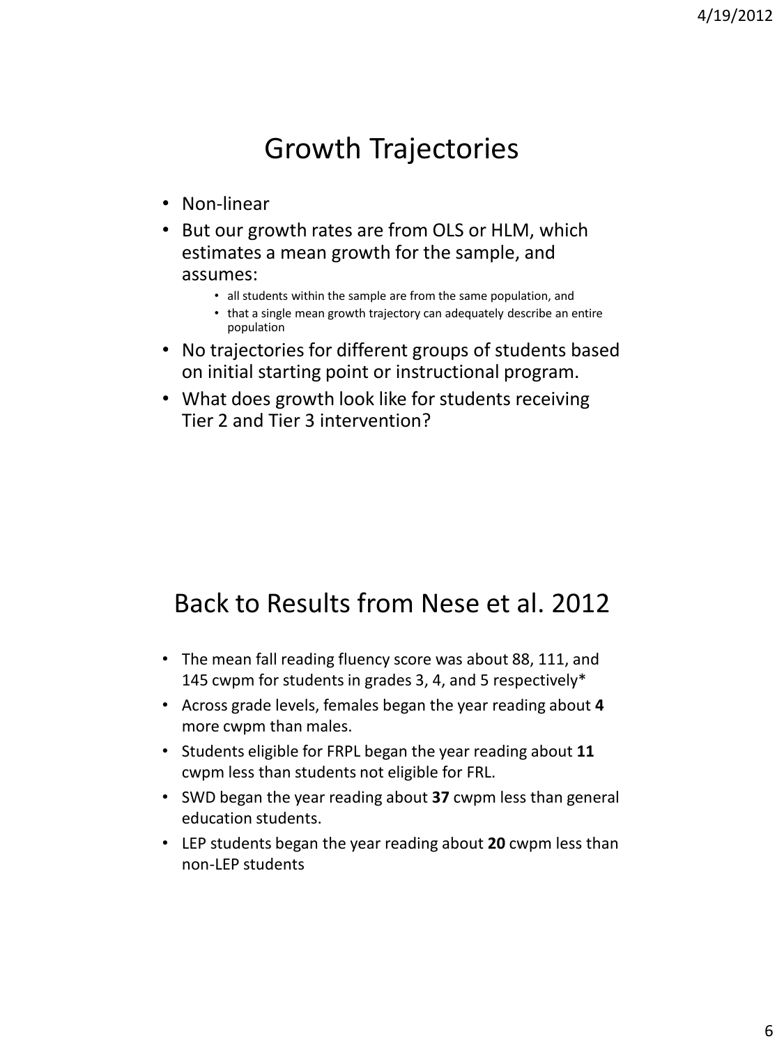## Growth Trajectories

- Non-linear
- But our growth rates are from OLS or HLM, which estimates a mean growth for the sample, and assumes:
  - all students within the sample are from the same population, and
  - that a single mean growth trajectory can adequately describe an entire population
- No trajectories for different groups of students based on initial starting point or instructional program.
- What does growth look like for students receiving Tier 2 and Tier 3 intervention?

## Back to Results from Nese et al. 2012

- The mean fall reading fluency score was about 88, 111, and 145 cwpm for students in grades 3, 4, and 5 respectively*
- Across grade levels, females began the year reading about **4** more cwpm than males.
- Students eligible for FRPL began the year reading about **11** cwpm less than students not eligible for FRL.
- SWD began the year reading about **37** cwpm less than general education students.
- LEP students began the year reading about **20** cwpm less than non-LEP students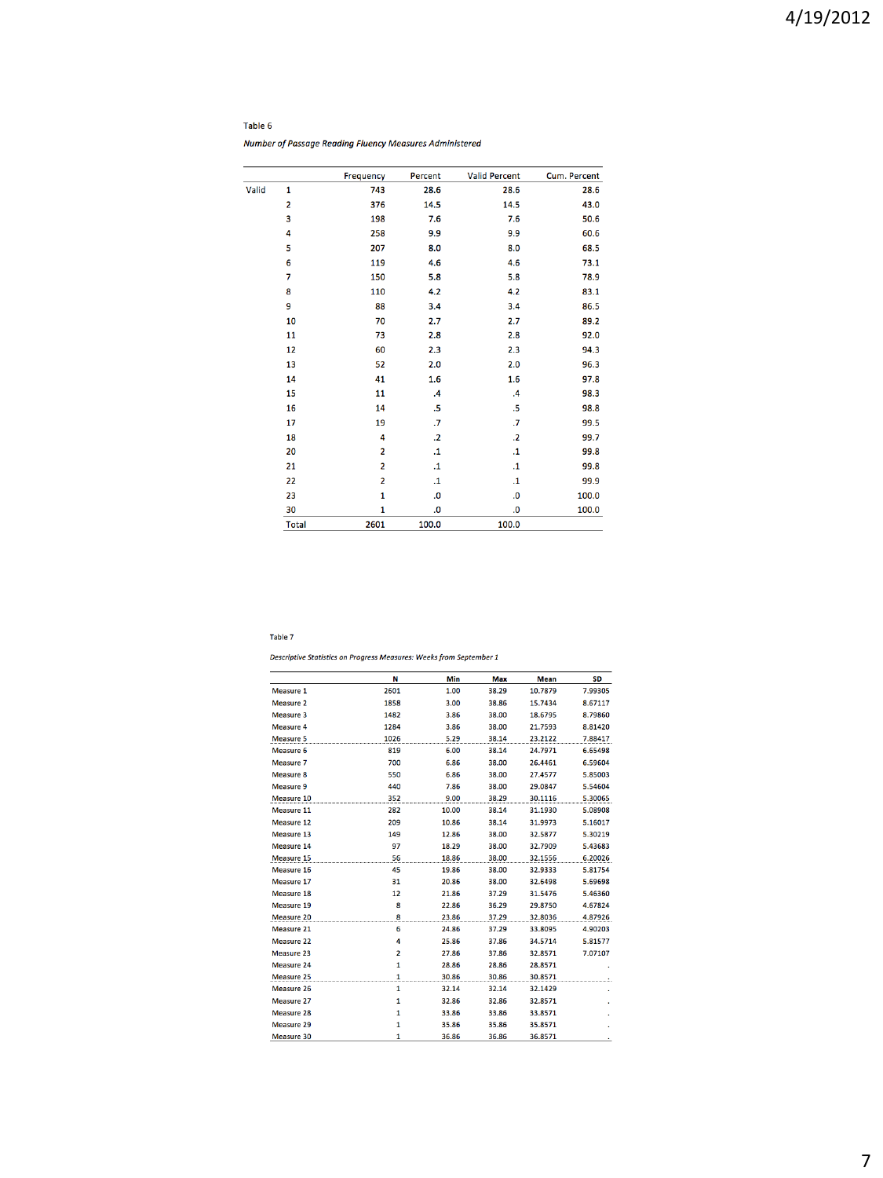Table 6

*Number of Passage Reading Fluency Measures Administered*

| | | Frequency | Percent | Valid Percent | Cum. Percent |
|---|---|---|---|---|---|
| Valid | 1 | 743 | 28.6 | 28.6 | 28.6 |
| | 2 | 376 | 14.5 | 14.5 | 43.0 |
| | 3 | 198 | 7.6 | 7.6 | 50.6 |
| | 4 | 258 | 9.9 | 9.9 | 60.6 |
| | 5 | 207 | 8.0 | 8.0 | 68.5 |
| | 6 | 119 | 4.6 | 4.6 | 73.1 |
| | 7 | 150 | 5.8 | 5.8 | 78.9 |
| | 8 | 110 | 4.2 | 4.2 | 83.1 |
| | 9 | 88 | 3.4 | 3.4 | 86.5 |
| | 10 | 70 | 2.7 | 2.7 | 89.2 |
| | 11 | 73 | 2.8 | 2.8 | 92.0 |
| | 12 | 60 | 2.3 | 2.3 | 94.3 |
| | 13 | 52 | 2.0 | 2.0 | 96.3 |
| | 14 | 41 | 1.6 | 1.6 | 97.8 |
| | 15 | 11 | .4 | .4 | 98.3 |
| | 16 | 14 | .5 | .5 | 98.8 |
| | 17 | 19 | .7 | .7 | 99.5 |
| | 18 | 4 | .2 | .2 | 99.7 |
| | 20 | 2 | .1 | .1 | 99.8 |
| | 21 | 2 | .1 | .1 | 99.8 |
| | 22 | 2 | .1 | .1 | 99.9 |
| | 23 | 1 | .0 | .0 | 100.0 |
| | 30 | 1 | .0 | .0 | 100.0 |
| | Total | 2601 | 100.0 | 100.0 | |

Table 7

*Descriptive Statistics on Progress Measures: Weeks from September 1*

| | N | Min | Max | Mean | SD |
|---|---|---|---|---|---|
| Measure 1 | 2601 | 1.00 | 38.29 | 10.7879 | 7.99305 |
| Measure 2 | 1858 | 3.00 | 38.86 | 15.7434 | 8.67117 |
| Measure 3 | 1482 | 3.86 | 38.00 | 18.6795 | 8.79860 |
| Measure 4 | 1284 | 3.86 | 38.00 | 21.7593 | 8.81420 |
| Measure 5 | 1026 | 5.29 | 38.14 | 23.2122 | 7.88417 |
| Measure 6 | 819 | 6.00 | 38.14 | 24.7971 | 6.65498 |
| Measure 7 | 700 | 6.86 | 38.00 | 26.4461 | 6.59604 |
| Measure 8 | 550 | 6.86 | 38.00 | 27.4577 | 5.85003 |
| Measure 9 | 440 | 7.86 | 38.00 | 29.0847 | 5.54604 |
| Measure 10 | 352 | 9.00 | 38.29 | 30.1116 | 5.30065 |
| Measure 11 | 282 | 10.00 | 38.14 | 31.1930 | 5.08908 |
| Measure 12 | 209 | 10.86 | 38.14 | 31.9973 | 5.16017 |
| Measure 13 | 149 | 12.86 | 38.00 | 32.5877 | 5.30219 |
| Measure 14 | 97 | 18.29 | 38.00 | 32.7909 | 5.43683 |
| Measure 15 | 56 | 18.86 | 38.00 | 32.1556 | 6.20026 |
| Measure 16 | 45 | 19.86 | 38.00 | 32.9333 | 5.81754 |
| Measure 17 | 31 | 20.86 | 38.00 | 32.6498 | 5.69698 |
| Measure 18 | 12 | 21.86 | 37.29 | 31.5476 | 5.46360 |
| Measure 19 | 8 | 22.86 | 36.29 | 29.8750 | 4.67824 |
| Measure 20 | 8 | 23.86 | 37.29 | 32.8036 | 4.87926 |
| Measure 21 | 6 | 24.86 | 37.29 | 33.8095 | 4.90203 |
| Measure 22 | 4 | 25.86 | 37.86 | 34.5714 | 5.81577 |
| Measure 23 | 2 | 27.86 | 37.86 | 32.8571 | 7.07107 |
| Measure 24 | 1 | 28.86 | 28.86 | 28.8571 | . |
| Measure 25 | 1 | 30.86 | 30.86 | 30.8571 | . |
| Measure 26 | 1 | 32.14 | 32.14 | 32.1429 | . |
| Measure 27 | 1 | 32.86 | 32.86 | 32.8571 | . |
| Measure 28 | 1 | 33.86 | 33.86 | 33.8571 | . |
| Measure 29 | 1 | 35.86 | 35.86 | 35.8571 | . |
| Measure 30 | 1 | 36.86 | 36.86 | 36.8571 | . |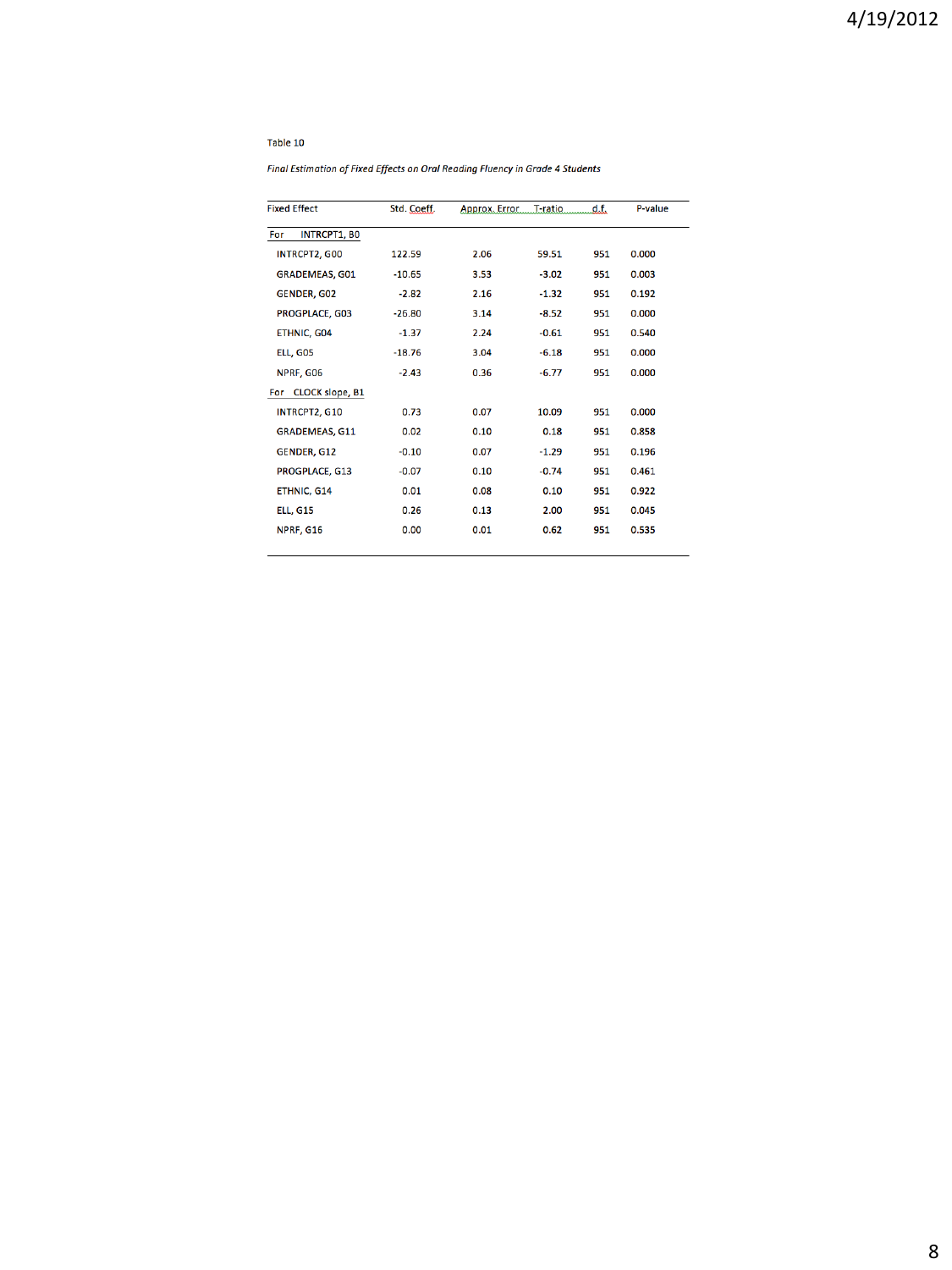Table 10

*Final Estimation of Fixed Effects on Oral Reading Fluency in Grade 4 Students*

| Fixed Effect | Std. Coeff. | Approx. Error | T-ratio | d.f. | P-value |
|---|---|---|---|---|---|
| For INTRCPT1, B0 | | | | | |
| INTRCPT2, G00 | 122.59 | 2.06 | 59.51 | 951 | 0.000 |
| GRADEMEAS, G01 | -10.65 | 3.53 | -3.02 | 951 | 0.003 |
| GENDER, G02 | -2.82 | 2.16 | -1.32 | 951 | 0.192 |
| PROGPLACE, G03 | -26.80 | 3.14 | -8.52 | 951 | 0.000 |
| ETHNIC, G04 | -1.37 | 2.24 | -0.61 | 951 | 0.540 |
| ELL, G05 | -18.76 | 3.04 | -6.18 | 951 | 0.000 |
| NPRF, G06 | -2.43 | 0.36 | -6.77 | 951 | 0.000 |
| For CLOCK slope, B1 | | | | | |
| INTRCPT2, G10 | 0.73 | 0.07 | 10.09 | 951 | 0.000 |
| GRADEMEAS, G11 | 0.02 | 0.10 | 0.18 | 951 | 0.858 |
| GENDER, G12 | -0.10 | 0.07 | -1.29 | 951 | 0.196 |
| PROGPLACE, G13 | -0.07 | 0.10 | -0.74 | 951 | 0.461 |
| ETHNIC, G14 | 0.01 | 0.08 | 0.10 | 951 | 0.922 |
| ELL, G15 | 0.26 | 0.13 | 2.00 | 951 | 0.045 |
| NPRF, G16 | 0.00 | 0.01 | 0.62 | 951 | 0.535 |